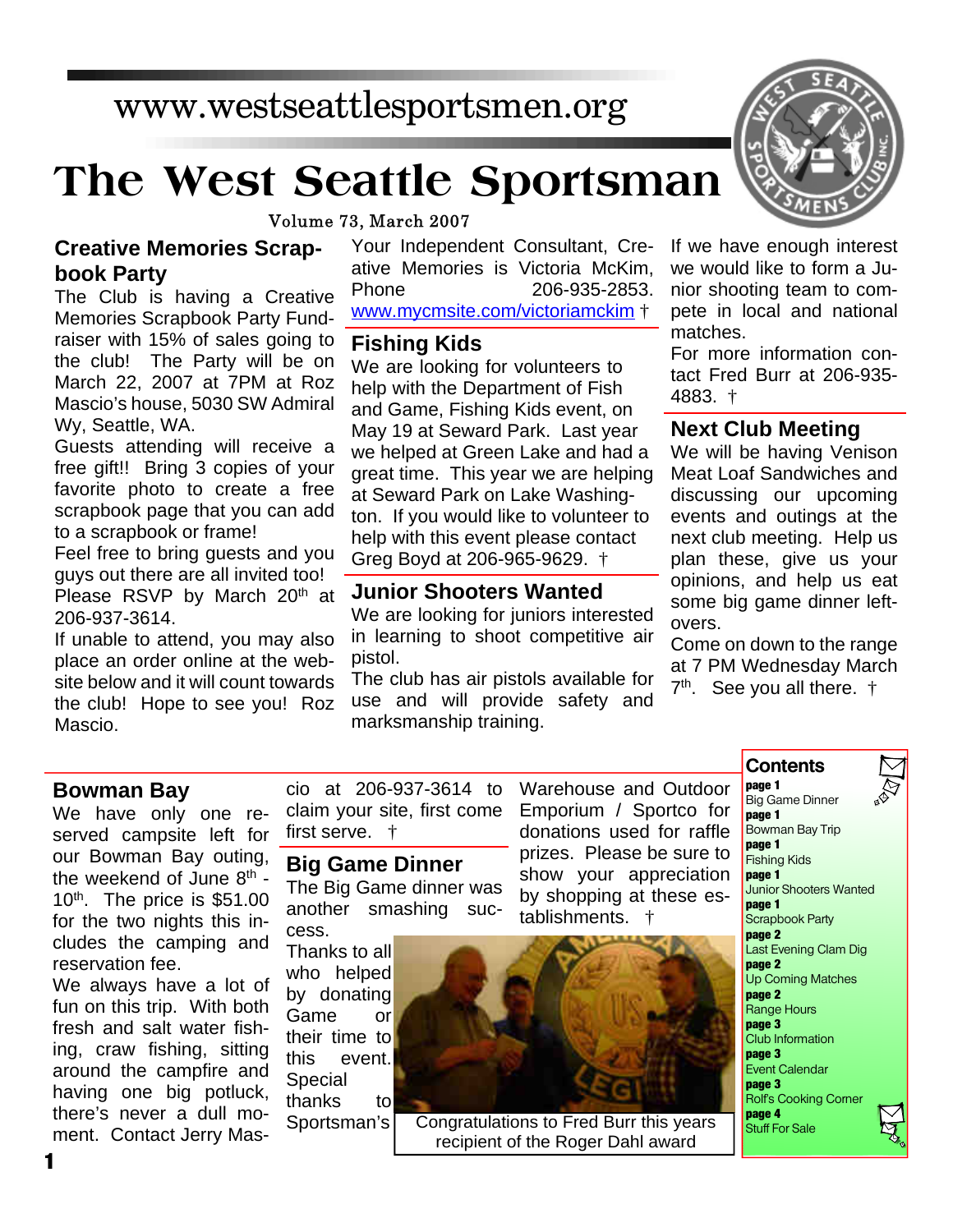www.westseattlesportsmen.org

# The West Seattle Sportsman

Volume 73, March 2007

## Creative Memories Scrapbook Party

The Club is having a Creative Memories Scrapbook Party Fundraiser with 15% of sales going to the club! The Party will be on March 22, 2007 at 7PM at Roz Mascio's house, 5030 SW Admiral Wy, Seattle, WA.

Guests attending will receive a free gift!! Bring 3 copies of your favorite photo to create a free scrapbook page that you can add to a scrapbook or frame!

Feel free to bring guests and you guys out there are all invited too!

Please RSVP by March 20th at 206-937-3614.

If unable to attend, you may also place an order online at the website below and it will count towards the club! Hope to see you! Roz Mascio.

Your Independent Consultant, Creative Memories is Victoria McKim, Phone 206-935-2853. www.mycmsite.com/victoriamckim †

## Fishing Kids

We are looking for volunteers to help with the Department of Fish and Game, Fishing Kids event, on May 19 at Seward Park. Last year we helped at Green Lake and had a great time. This year we are helping at Seward Park on Lake Washington. If you would like to volunteer to help with this event please contact Greg Boyd at 206-965-9629. †

## Junior Shooters Wanted

We are looking for juniors interested in learning to shoot competitive air pistol.

The club has air pistols available for use and will provide safety and marksmanship training.

If we have enough interest we would like to form a Junior shooting team to compete in local and national matches.

For more information contact Fred Burr at 206-935-4883. †

## Next Club Meeting

We will be having Venison Meat Loaf Sandwiches and discussing our upcoming events and outings at the next club meeting. Help us plan these, give us your opinions, and help us eat some big game dinner left-overs.

Come on down to the range at 7 PM Wednesday March 7th. See you all there. †

## Bowman Bay

We have only one reserved campsite left for our Bowman Bay outing, the weekend of June 8th - 10th. The price is $51.00 for the two nights this includes the camping and reservation fee.

We always have a lot of fun on this trip. With both fresh and salt water fishing, craw fishing, sitting around the campfire and having one big potluck, there's never a dull moment. Contact Jerry Mascio at 206-937-3614 to claim your site, first come first serve. †

## Big Game Dinner

The Big Game dinner was another smashing success.

Thanks to all who helped by donating Game or their time to this event. Special thanks to Sportsman's Warehouse and Outdoor Emporium / Sportco for donations used for raffle prizes. Please be sure to show your appreciation by shopping at these establishments. †

Congratulations to Fred Burr this years recipient of the Roger Dahl award

## Contents

| Page | Article |
|---|---|
| page 1 | Big Game Dinner |
| page 1 | Bowman Bay Trip |
| page 1 | Fishing Kids |
| page 1 | Junior Shooters Wanted |
| page 1 | Scrapbook Party |
| page 2 | Last Evening Clam Dig |
| page 2 | Up Coming Matches |
| page 2 | Range Hours |
| page 3 | Club Information |
| page 3 | Event Calendar |
| page 3 | Rolf's Cooking Corner |
| page 4 | Stuff For Sale |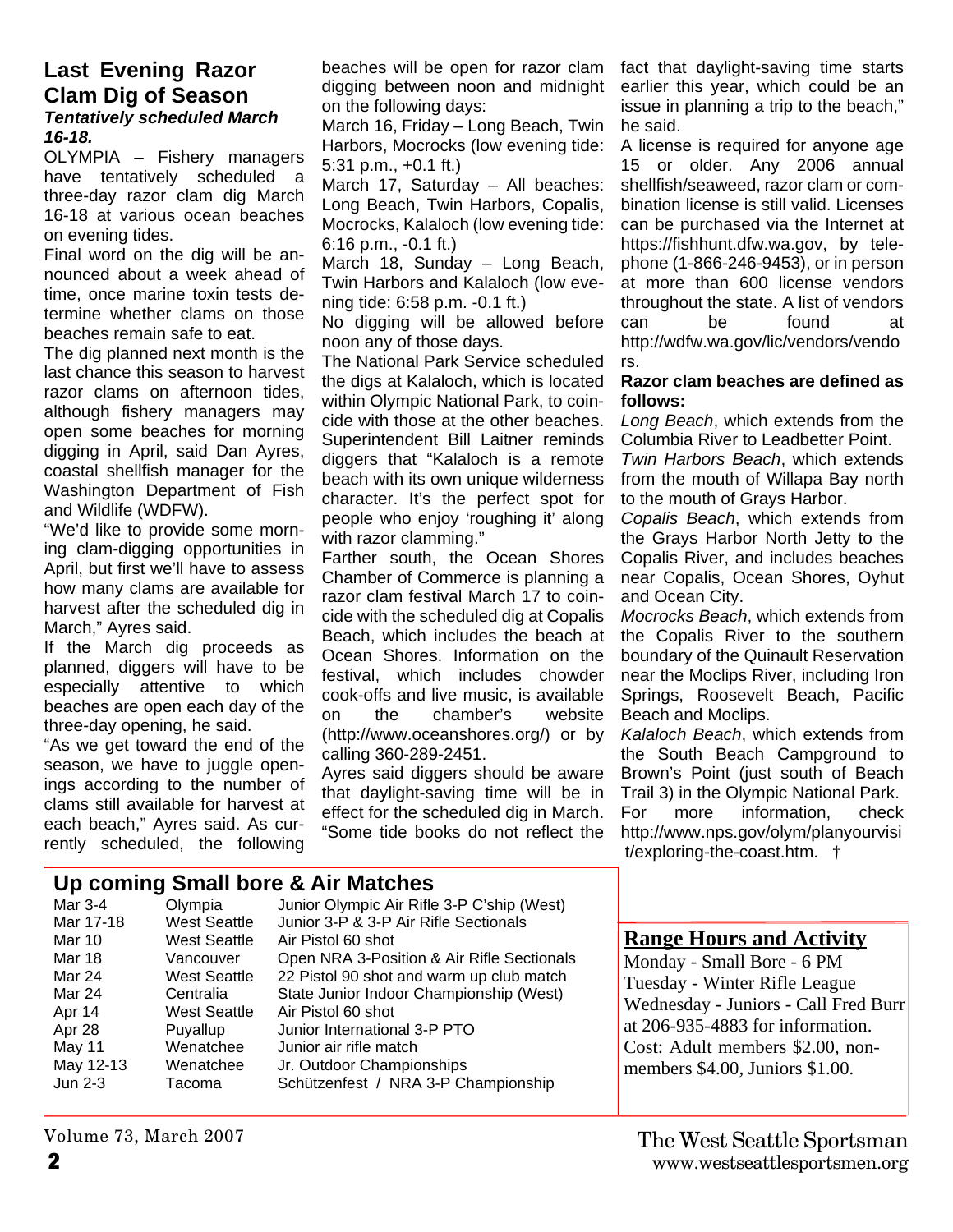## Last Evening Razor Clam Dig of Season

***Tentatively scheduled March 16-18.***

OLYMPIA – Fishery managers have tentatively scheduled a three-day razor clam dig March 16-18 at various ocean beaches on evening tides.

Final word on the dig will be announced about a week ahead of time, once marine toxin tests determine whether clams on those beaches remain safe to eat.

The dig planned next month is the last chance this season to harvest razor clams on afternoon tides, although fishery managers may open some beaches for morning digging in April, said Dan Ayres, coastal shellfish manager for the Washington Department of Fish and Wildlife (WDFW).

"We'd like to provide some morning clam-digging opportunities in April, but first we'll have to assess how many clams are available for harvest after the scheduled dig in March," Ayres said.

If the March dig proceeds as planned, diggers will have to be especially attentive to which beaches are open each day of the three-day opening, he said.

"As we get toward the end of the season, we have to juggle openings according to the number of clams still available for harvest at each beach," Ayres said. As currently scheduled, the following beaches will be open for razor clam digging between noon and midnight on the following days:

March 16, Friday – Long Beach, Twin Harbors, Mocrocks (low evening tide: 5:31 p.m., +0.1 ft.)

March 17, Saturday – All beaches: Long Beach, Twin Harbors, Copalis, Mocrocks, Kalaloch (low evening tide: 6:16 p.m., -0.1 ft.)

March 18, Sunday – Long Beach, Twin Harbors and Kalaloch (low evening tide: 6:58 p.m. -0.1 ft.)

No digging will be allowed before noon any of those days.

The National Park Service scheduled the digs at Kalaloch, which is located within Olympic National Park, to coincide with those at the other beaches. Superintendent Bill Laitner reminds diggers that "Kalaloch is a remote beach with its own unique wilderness character. It's the perfect spot for people who enjoy 'roughing it' along with razor clamming."

Farther south, the Ocean Shores Chamber of Commerce is planning a razor clam festival March 17 to coincide with the scheduled dig at Copalis Beach, which includes the beach at Ocean Shores. Information on the festival, which includes chowder cook-offs and live music, is available on the chamber's website (http://www.oceanshores.org/) or by calling 360-289-2451.

Ayres said diggers should be aware that daylight-saving time will be in effect for the scheduled dig in March. "Some tide books do not reflect the fact that daylight-saving time starts earlier this year, which could be an issue in planning a trip to the beach," he said.

A license is required for anyone age 15 or older. Any 2006 annual shellfish/seaweed, razor clam or combination license is still valid. Licenses can be purchased via the Internet at https://fishhunt.dfw.wa.gov, by telephone (1-866-246-9453), or in person at more than 600 license vendors throughout the state. A list of vendors can be found at http://wdfw.wa.gov/lic/vendors/vendors.

**Razor clam beaches are defined as follows:**

*Long Beach*, which extends from the Columbia River to Leadbetter Point.

*Twin Harbors Beach*, which extends from the mouth of Willapa Bay north to the mouth of Grays Harbor.

*Copalis Beach*, which extends from the Grays Harbor North Jetty to the Copalis River, and includes beaches near Copalis, Ocean Shores, Oyhut and Ocean City.

*Mocrocks Beach*, which extends from the Copalis River to the southern boundary of the Quinault Reservation near the Moclips River, including Iron Springs, Roosevelt Beach, Pacific Beach and Moclips.

*Kalaloch Beach*, which extends from the South Beach Campground to Brown's Point (just south of Beach Trail 3) in the Olympic National Park. For more information, check http://www.nps.gov/olym/planyourvisit/exploring-the-coast.htm. †

## Up coming Small bore & Air Matches

| Date | Location | Match |
|---|---|---|
| Mar 3-4 | Olympia | Junior Olympic Air Rifle 3-P C'ship (West) |
| Mar 17-18 | West Seattle | Junior 3-P & 3-P Air Rifle Sectionals |
| Mar 10 | West Seattle | Air Pistol 60 shot |
| Mar 18 | Vancouver | Open NRA 3-Position & Air Rifle Sectionals |
| Mar 24 | West Seattle | 22 Pistol 90 shot and warm up club match |
| Mar 24 | Centralia | State Junior Indoor Championship (West) |
| Apr 14 | West Seattle | Air Pistol 60 shot |
| Apr 28 | Puyallup | Junior International 3-P PTO |
| May 11 | Wenatchee | Junior air rifle match |
| May 12-13 | Wenatchee | Jr. Outdoor Championships |
| Jun 2-3 | Tacoma | Schützenfest / NRA 3-P Championship |

## Range Hours and Activity

Monday - Small Bore - 6 PM
Tuesday - Winter Rifle League
Wednesday - Juniors - Call Fred Burr at 206-935-4883 for information.
Cost: Adult members $2.00, non-members $4.00, Juniors $1.00.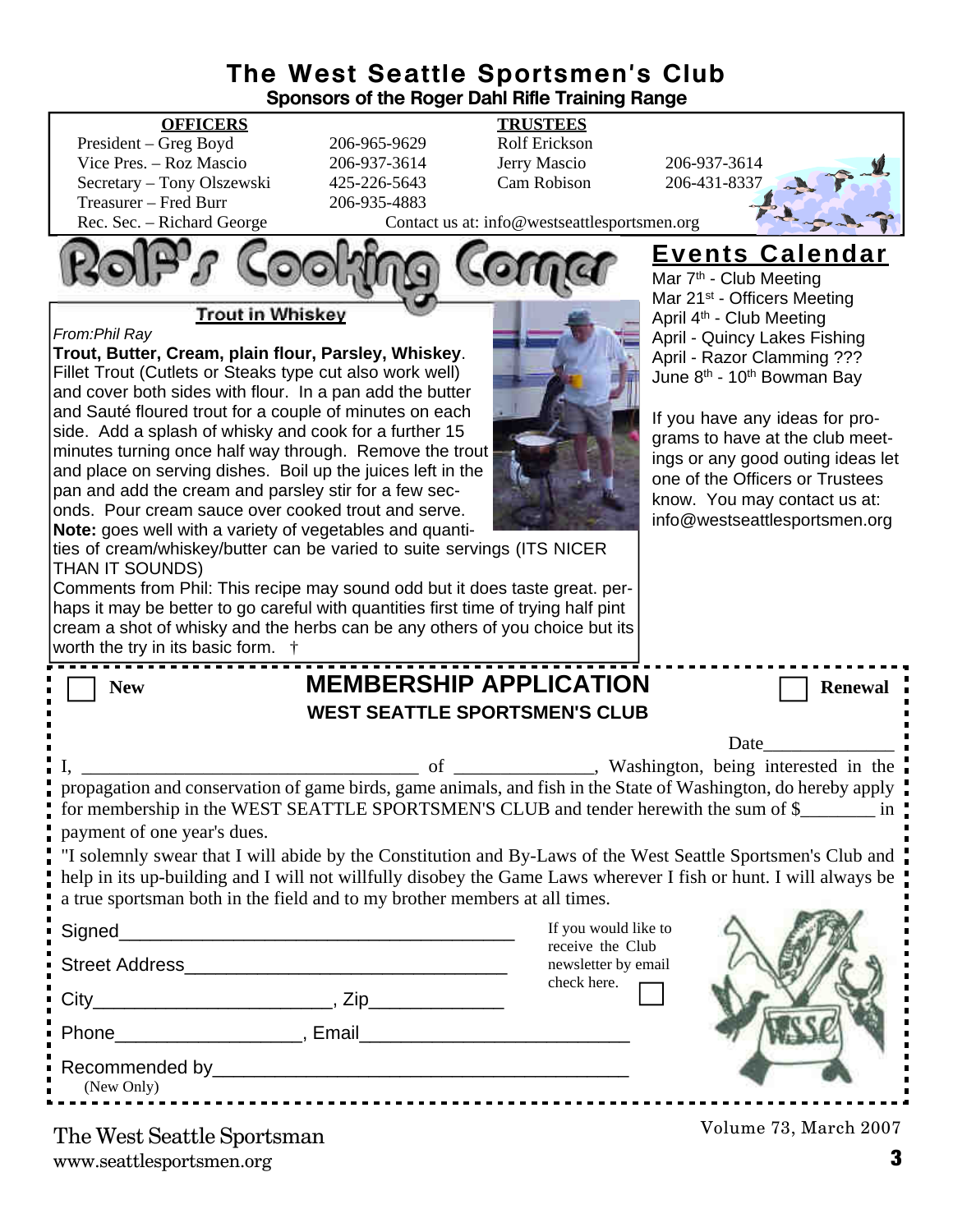# The West Seattle Sportsmen's Club

**Sponsors of the Roger Dahl Rifle Training Range**

| OFFICERS | | TRUSTEES | |
|---|---|---|---|
| President – Greg Boyd | 206-965-9629 | Rolf Erickson | |
| Vice Pres. – Roz Mascio | 206-937-3614 | Jerry Mascio | 206-937-3614 |
| Secretary – Tony Olszewski | 425-226-5643 | Cam Robison | 206-431-8337 |
| Treasurer – Fred Burr | 206-935-4883 | | |
| Rec. Sec. – Richard George | | | |

Contact us at: info@westseattlesportsmen.org

## Rolf's Cooking Corner

### Trout in Whiskey

*From:Phil Ray*

**Trout, Butter, Cream, plain flour, Parsley, Whiskey**. Fillet Trout (Cutlets or Steaks type cut also work well) and cover both sides with flour. In a pan add the butter and Sauté floured trout for a couple of minutes on each side. Add a splash of whisky and cook for a further 15 minutes turning once half way through. Remove the trout and place on serving dishes. Boil up the juices left in the pan and add the cream and parsley stir for a few seconds. Pour cream sauce over cooked trout and serve.

**Note:** goes well with a variety of vegetables and quantities of cream/whiskey/butter can be varied to suite servings (ITS NICER THAN IT SOUNDS)

Comments from Phil: This recipe may sound odd but it does taste great. perhaps it may be better to go careful with quantities first time of trying half pint cream a shot of whisky and the herbs can be any others of you choice but its worth the try in its basic form. †

## Events Calendar

Mar 7th - Club Meeting
Mar 21st - Officers Meeting
April 4th - Club Meeting
April - Quincy Lakes Fishing
April - Razor Clamming ???
June 8th - 10th Bowman Bay

If you have any ideas for programs to have at the club meetings or any good outing ideas let one of the Officers or Trustees know. You may contact us at: info@westseattlesportsmen.org

---

☐ New

## MEMBERSHIP APPLICATION

**WEST SEATTLE SPORTSMEN'S CLUB**

☐ Renewal

Date______________

I, ____________________________________ of _______________, Washington, being interested in the propagation and conservation of game birds, game animals, and fish in the State of Washington, do hereby apply for membership in the WEST SEATTLE SPORTSMEN'S CLUB and tender herewith the sum of $________ in payment of one year's dues.

"I solemnly swear that I will abide by the Constitution and By-Laws of the West Seattle Sportsmen's Club and help in its up-building and I will not willfully disobey the Game Laws wherever I fish or hunt. I will always be a true sportsman both in the field and to my brother members at all times.

Signed_______________________________________

Street Address_______________________________

City______________________, Zip_____________

Phone__________________, Email_________________________

Recommended by________________________________________
(New Only)

If you would like to receive the Club newsletter by email check here. ☐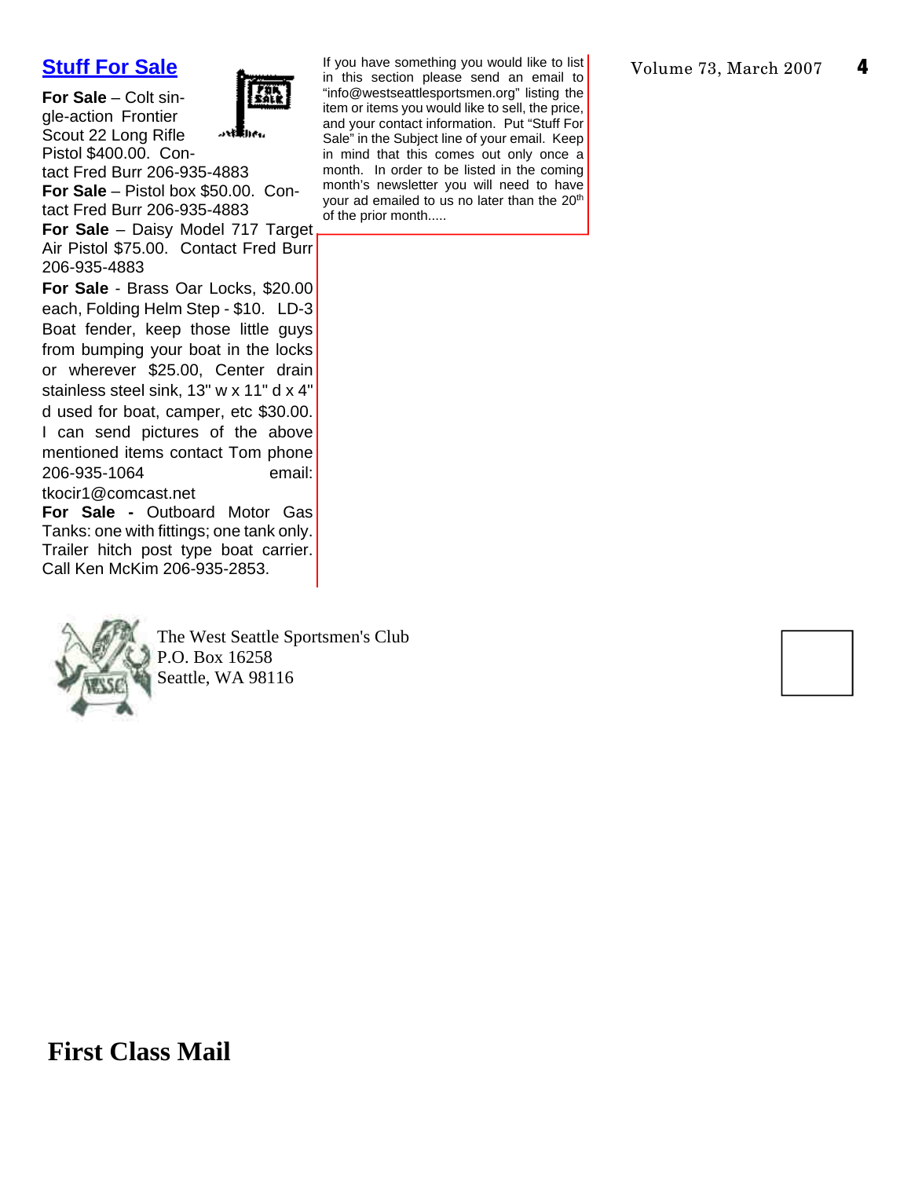## Stuff For Sale

**For Sale** – Colt single-action Frontier Scout 22 Long Rifle Pistol $400.00. Contact Fred Burr 206-935-4883

**For Sale** – Pistol box $50.00. Contact Fred Burr 206-935-4883

**For Sale** – Daisy Model 717 Target Air Pistol $75.00. Contact Fred Burr 206-935-4883

**For Sale** - Brass Oar Locks, $20.00 each, Folding Helm Step - $10. LD-3 Boat fender, keep those little guys from bumping your boat in the locks or wherever $25.00, Center drain stainless steel sink, 13" w x 11" d x 4" d used for boat, camper, etc $30.00. I can send pictures of the above mentioned items contact Tom phone 206-935-1064 email: tkocir1@comcast.net

**For Sale -** Outboard Motor Gas Tanks: one with fittings; one tank only. Trailer hitch post type boat carrier. Call Ken McKim 206-935-2853.

If you have something you would like to list in this section please send an email to "info@westseattlesportsmen.org" listing the item or items you would like to sell, the price, and your contact information. Put "Stuff For Sale" in the Subject line of your email. Keep in mind that this comes out only once a month. In order to be listed in the coming month's newsletter you will need to have your ad emailed to us no later than the 20th of the prior month.....

The West Seattle Sportsmen's Club
P.O. Box 16258
Seattle, WA 98116

**First Class Mail**